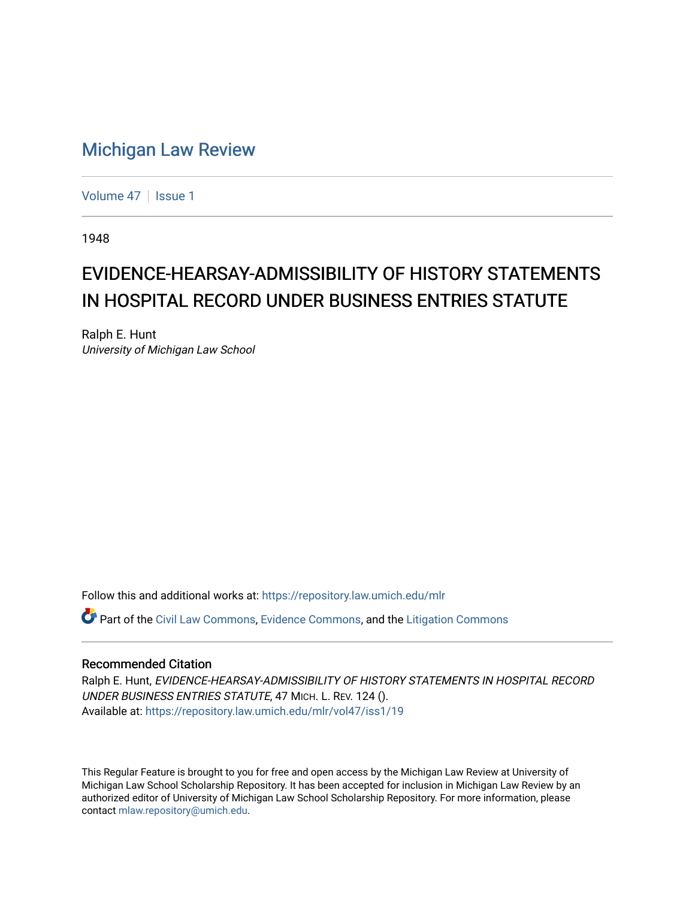# Michigan Law Review

Volume 47 | Issue 1

1948

## EVIDENCE-HEARSAY-ADMISSIBILITY OF HISTORY STATEMENTS IN HOSPITAL RECORD UNDER BUSINESS ENTRIES STATUTE

Ralph E. Hunt
*University of Michigan Law School*

Follow this and additional works at: https://repository.law.umich.edu/mlr

Part of the Civil Law Commons, Evidence Commons, and the Litigation Commons

### Recommended Citation

Ralph E. Hunt, *EVIDENCE-HEARSAY-ADMISSIBILITY OF HISTORY STATEMENTS IN HOSPITAL RECORD UNDER BUSINESS ENTRIES STATUTE*, 47 MICH. L. REV. 124 ().
Available at: https://repository.law.umich.edu/mlr/vol47/iss1/19

This Regular Feature is brought to you for free and open access by the Michigan Law Review at University of Michigan Law School Scholarship Repository. It has been accepted for inclusion in Michigan Law Review by an authorized editor of University of Michigan Law School Scholarship Repository. For more information, please contact mlaw.repository@umich.edu.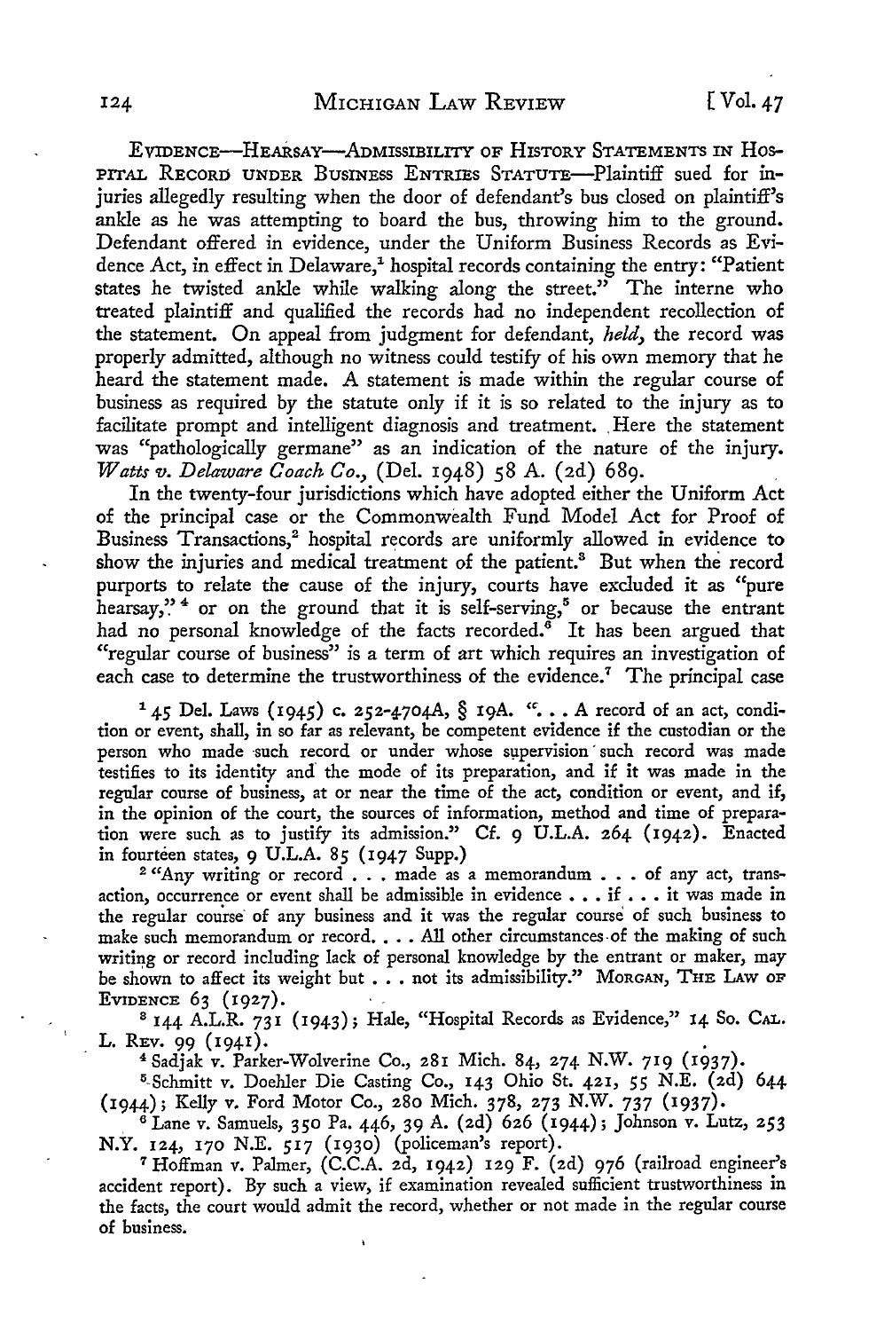EVIDENCE—HEARSAY—ADMISSIBILITY OF HISTORY STATEMENTS IN HOSPITAL RECORD UNDER BUSINESS ENTRIES STATUTE—Plaintiff sued for injuries allegedly resulting when the door of defendant's bus closed on plaintiff's ankle as he was attempting to board the bus, throwing him to the ground. Defendant offered in evidence, under the Uniform Business Records as Evidence Act, in effect in Delaware,[1] hospital records containing the entry: "Patient states he twisted ankle while walking along the street." The interne who treated plaintiff and qualified the records had no independent recollection of the statement. On appeal from judgment for defendant, *held*, the record was properly admitted, although no witness could testify of his own memory that he heard the statement made. A statement is made within the regular course of business as required by the statute only if it is so related to the injury as to facilitate prompt and intelligent diagnosis and treatment. Here the statement was "pathologically germane" as an indication of the nature of the injury. *Watts v. Delaware Coach Co.*, (Del. 1948) 58 A. (2d) 689.

In the twenty-four jurisdictions which have adopted either the Uniform Act of the principal case or the Commonwealth Fund Model Act for Proof of Business Transactions,[2] hospital records are uniformly allowed in evidence to show the injuries and medical treatment of the patient.[3] But when the record purports to relate the cause of the injury, courts have excluded it as "pure hearsay,"[4] or on the ground that it is self-serving,[5] or because the entrant had no personal knowledge of the facts recorded.[6] It has been argued that "regular course of business" is a term of art which requires an investigation of each case to determine the trustworthiness of the evidence.[7] The principal case

---

[1] 45 Del. Laws (1945) c. 252-4704A, § 19A. "... A record of an act, condition or event, shall, in so far as relevant, be competent evidence if the custodian or the person who made such record or under whose supervision such record was made testifies to its identity and the mode of its preparation, and if it was made in the regular course of business, at or near the time of the act, condition or event, and if, in the opinion of the court, the sources of information, method and time of preparation were such as to justify its admission." Cf. 9 U.L.A. 264 (1942). Enacted in fourteen states, 9 U.L.A. 85 (1947 Supp.)

[2] "Any writing or record . . . made as a memorandum . . . of any act, transaction, occurrence or event shall be admissible in evidence . . . if . . . it was made in the regular course of any business and it was the regular course of such business to make such memorandum or record. . . . All other circumstances of the making of such writing or record including lack of personal knowledge by the entrant or maker, may be shown to affect its weight but . . . not its admissibility." MORGAN, THE LAW OF EVIDENCE 63 (1927).

[3] 144 A.L.R. 731 (1943); Hale, "Hospital Records as Evidence," 14 So. CAL. L. REV. 99 (1941).

[4] Sadjak v. Parker-Wolverine Co., 281 Mich. 84, 274 N.W. 719 (1937).

[5] Schmitt v. Doehler Die Casting Co., 143 Ohio St. 421, 55 N.E. (2d) 644 (1944); Kelly v. Ford Motor Co., 280 Mich. 378, 273 N.W. 737 (1937).

[6] Lane v. Samuels, 350 Pa. 446, 39 A. (2d) 626 (1944); Johnson v. Lutz, 253 N.Y. 124, 170 N.E. 517 (1930) (policeman's report).

[7] Hoffman v. Palmer, (C.C.A. 2d, 1942) 129 F. (2d) 976 (railroad engineer's accident report). By such a view, if examination revealed sufficient trustworthiness in the facts, the court would admit the record, whether or not made in the regular course of business.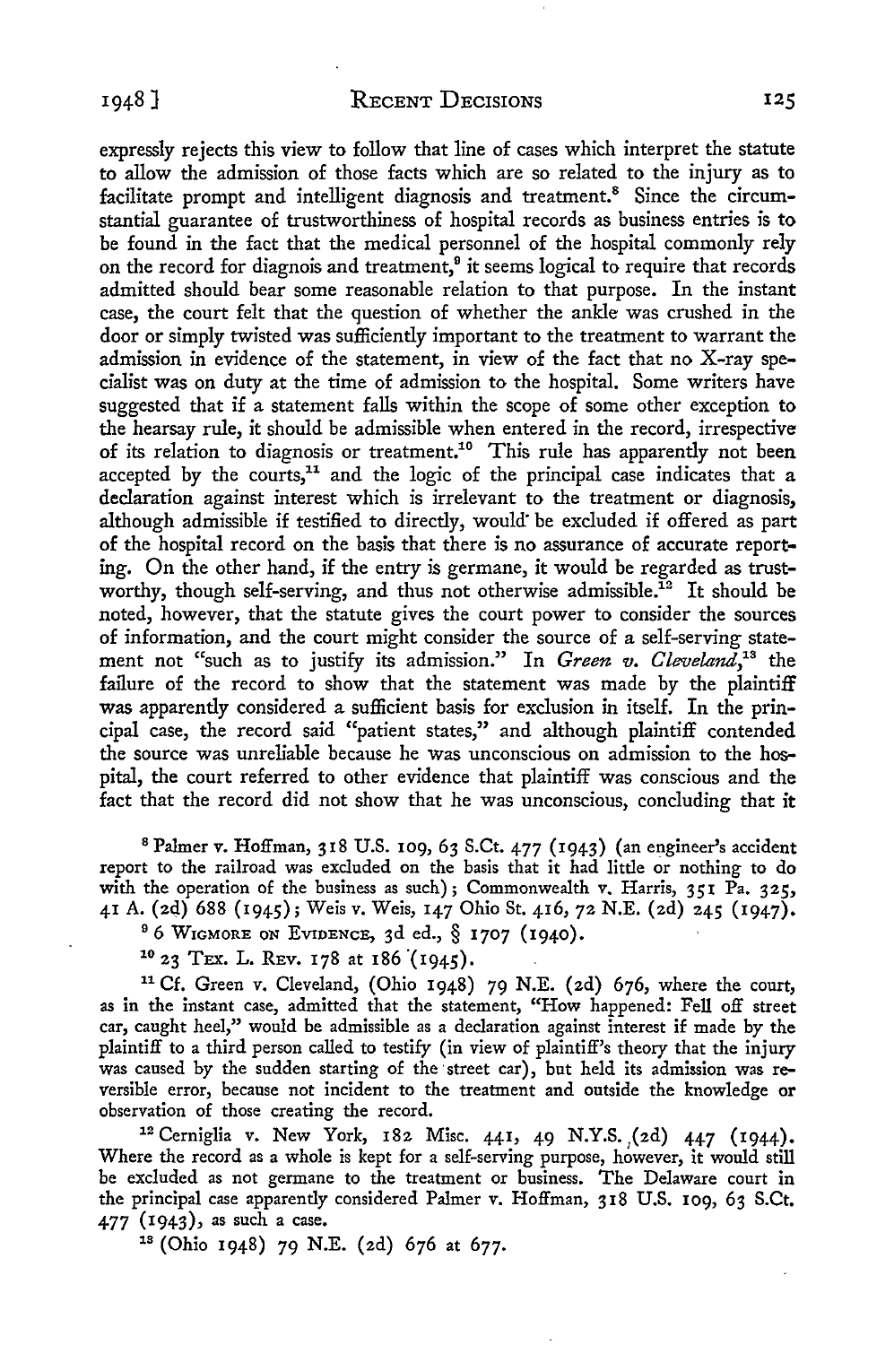expressly rejects this view to follow that line of cases which interpret the statute to allow the admission of those facts which are so related to the injury as to facilitate prompt and intelligent diagnosis and treatment.[8] Since the circumstantial guarantee of trustworthiness of hospital records as business entries is to be found in the fact that the medical personnel of the hospital commonly rely on the record for diagnois and treatment,[9] it seems logical to require that records admitted should bear some reasonable relation to that purpose. In the instant case, the court felt that the question of whether the ankle was crushed in the door or simply twisted was sufficiently important to the treatment to warrant the admission in evidence of the statement, in view of the fact that no X-ray specialist was on duty at the time of admission to the hospital. Some writers have suggested that if a statement falls within the scope of some other exception to the hearsay rule, it should be admissible when entered in the record, irrespective of its relation to diagnosis or treatment.[10] This rule has apparently not been accepted by the courts,[11] and the logic of the principal case indicates that a declaration against interest which is irrelevant to the treatment or diagnosis, although admissible if testified to directly, would be excluded if offered as part of the hospital record on the basis that there is no assurance of accurate reporting. On the other hand, if the entry is germane, it would be regarded as trustworthy, though self-serving, and thus not otherwise admissible.[12] It should be noted, however, that the statute gives the court power to consider the sources of information, and the court might consider the source of a self-serving statement not "such as to justify its admission." In *Green v. Cleveland*,[13] the failure of the record to show that the statement was made by the plaintiff was apparently considered a sufficient basis for exclusion in itself. In the principal case, the record said "patient states," and although plaintiff contended the source was unreliable because he was unconscious on admission to the hospital, the court referred to other evidence that plaintiff was conscious and the fact that the record did not show that he was unconscious, concluding that it

[8] Palmer v. Hoffman, 318 U.S. 109, 63 S.Ct. 477 (1943) (an engineer's accident report to the railroad was excluded on the basis that it had little or nothing to do with the operation of the business as such); Commonwealth v. Harris, 351 Pa. 325, 41 A. (2d) 688 (1945); Weis v. Weis, 147 Ohio St. 416, 72 N.E. (2d) 245 (1947).

[9] 6 WIGMORE ON EVIDENCE, 3d ed., § 1707 (1940).

[10] 23 TEX. L. REV. 178 at 186 (1945).

[11] Cf. Green v. Cleveland, (Ohio 1948) 79 N.E. (2d) 676, where the court, as in the instant case, admitted that the statement, "How happened: Fell off street car, caught heel," would be admissible as a declaration against interest if made by the plaintiff to a third person called to testify (in view of plaintiff's theory that the injury was caused by the sudden starting of the street car), but held its admission was reversible error, because not incident to the treatment and outside the knowledge or observation of those creating the record.

[12] Cerniglia v. New York, 182 Misc. 441, 49 N.Y.S. (2d) 447 (1944). Where the record as a whole is kept for a self-serving purpose, however, it would still be excluded as not germane to the treatment or business. The Delaware court in the principal case apparently considered Palmer v. Hoffman, 318 U.S. 109, 63 S.Ct. 477 (1943), as such a case.

[13] (Ohio 1948) 79 N.E. (2d) 676 at 677.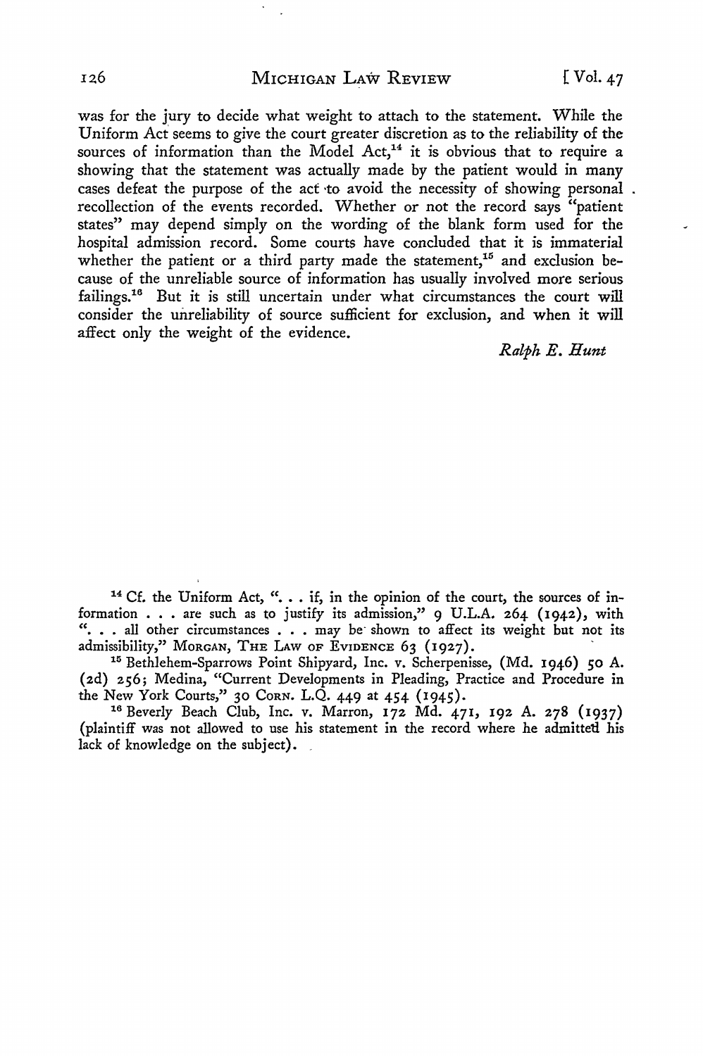was for the jury to decide what weight to attach to the statement. While the Uniform Act seems to give the court greater discretion as to the reliability of the sources of information than the Model Act,[14] it is obvious that to require a showing that the statement was actually made by the patient would in many cases defeat the purpose of the act to avoid the necessity of showing personal recollection of the events recorded. Whether or not the record says "patient states" may depend simply on the wording of the blank form used for the hospital admission record. Some courts have concluded that it is immaterial whether the patient or a third party made the statement,[15] and exclusion because of the unreliable source of information has usually involved more serious failings.[16] But it is still uncertain under what circumstances the court will consider the unreliability of source sufficient for exclusion, and when it will affect only the weight of the evidence.

*Ralph E. Hunt*

---

[14] Cf. the Uniform Act, ". . . if, in the opinion of the court, the sources of information . . . are such as to justify its admission," 9 U.L.A. 264 (1942), with ". . . all other circumstances . . . may be shown to affect its weight but not its admissibility," MORGAN, THE LAW OF EVIDENCE 63 (1927).

[15] Bethlehem-Sparrows Point Shipyard, Inc. v. Scherpenisse, (Md. 1946) 50 A. (2d) 256; Medina, "Current Developments in Pleading, Practice and Procedure in the New York Courts," 30 CORN. L.Q. 449 at 454 (1945).

[16] Beverly Beach Club, Inc. v. Marron, 172 Md. 471, 192 A. 278 (1937) (plaintiff was not allowed to use his statement in the record where he admitted his lack of knowledge on the subject).